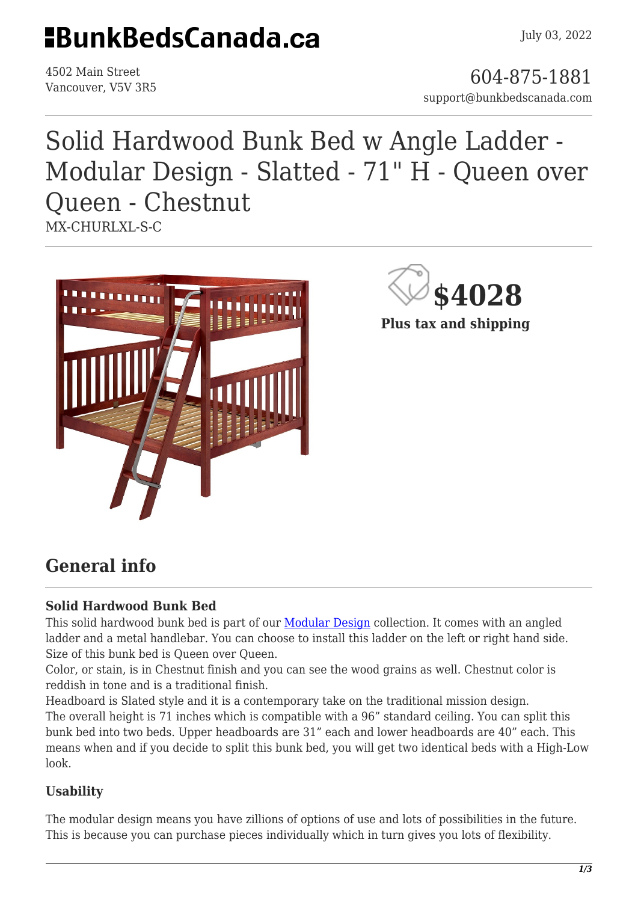# BunkBedsCanada.ca

July 03, 2022

4502 Main Street
Vancouver, V5V 3R5

604-875-1881
support@bunkbedscanada.com

# Solid Hardwood Bunk Bed w Angle Ladder - Modular Design - Slatted - 71" H - Queen over Queen - Chestnut

MX-CHURLXL-S-C

**$4028**

**Plus tax and shipping**

## General info

### Solid Hardwood Bunk Bed

This solid hardwood bunk bed is part of our [Modular Design](#) collection. It comes with an angled ladder and a metal handlebar. You can choose to install this ladder on the left or right hand side. Size of this bunk bed is Queen over Queen.

Color, or stain, is in Chestnut finish and you can see the wood grains as well. Chestnut color is reddish in tone and is a traditional finish.

Headboard is Slated style and it is a contemporary take on the traditional mission design.

The overall height is 71 inches which is compatible with a 96" standard ceiling. You can split this bunk bed into two beds. Upper headboards are 31" each and lower headboards are 40" each. This means when and if you decide to split this bunk bed, you will get two identical beds with a High-Low look.

### Usability

The modular design means you have zillions of options of use and lots of possibilities in the future. This is because you can purchase pieces individually which in turn gives you lots of flexibility.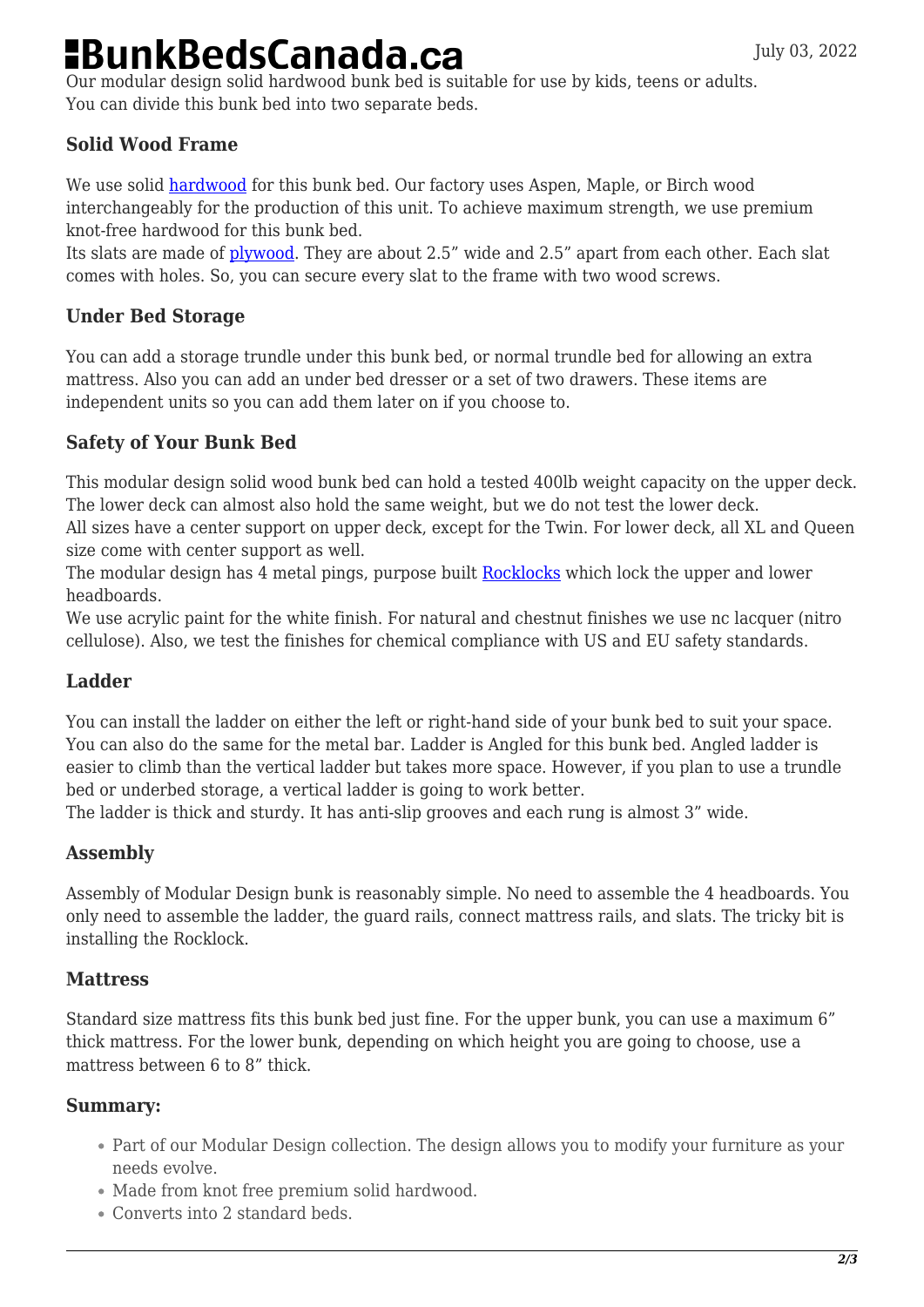Our modular design solid hardwood bunk bed is suitable for use by kids, teens or adults. You can divide this bunk bed into two separate beds.

### Solid Wood Frame

We use solid hardwood for this bunk bed. Our factory uses Aspen, Maple, or Birch wood interchangeably for the production of this unit. To achieve maximum strength, we use premium knot-free hardwood for this bunk bed.
Its slats are made of plywood. They are about 2.5" wide and 2.5" apart from each other. Each slat comes with holes. So, you can secure every slat to the frame with two wood screws.

### Under Bed Storage

You can add a storage trundle under this bunk bed, or normal trundle bed for allowing an extra mattress. Also you can add an under bed dresser or a set of two drawers. These items are independent units so you can add them later on if you choose to.

### Safety of Your Bunk Bed

This modular design solid wood bunk bed can hold a tested 400lb weight capacity on the upper deck. The lower deck can almost also hold the same weight, but we do not test the lower deck.
All sizes have a center support on upper deck, except for the Twin. For lower deck, all XL and Queen size come with center support as well.
The modular design has 4 metal pings, purpose built Rocklocks which lock the upper and lower headboards.
We use acrylic paint for the white finish. For natural and chestnut finishes we use nc lacquer (nitro cellulose). Also, we test the finishes for chemical compliance with US and EU safety standards.

### Ladder

You can install the ladder on either the left or right-hand side of your bunk bed to suit your space. You can also do the same for the metal bar. Ladder is Angled for this bunk bed. Angled ladder is easier to climb than the vertical ladder but takes more space. However, if you plan to use a trundle bed or underbed storage, a vertical ladder is going to work better.
The ladder is thick and sturdy. It has anti-slip grooves and each rung is almost 3" wide.

### Assembly

Assembly of Modular Design bunk is reasonably simple. No need to assemble the 4 headboards. You only need to assemble the ladder, the guard rails, connect mattress rails, and slats. The tricky bit is installing the Rocklock.

### Mattress

Standard size mattress fits this bunk bed just fine. For the upper bunk, you can use a maximum 6" thick mattress. For the lower bunk, depending on which height you are going to choose, use a mattress between 6 to 8" thick.

### Summary:

- Part of our Modular Design collection. The design allows you to modify your furniture as your needs evolve.
- Made from knot free premium solid hardwood.
- Converts into 2 standard beds.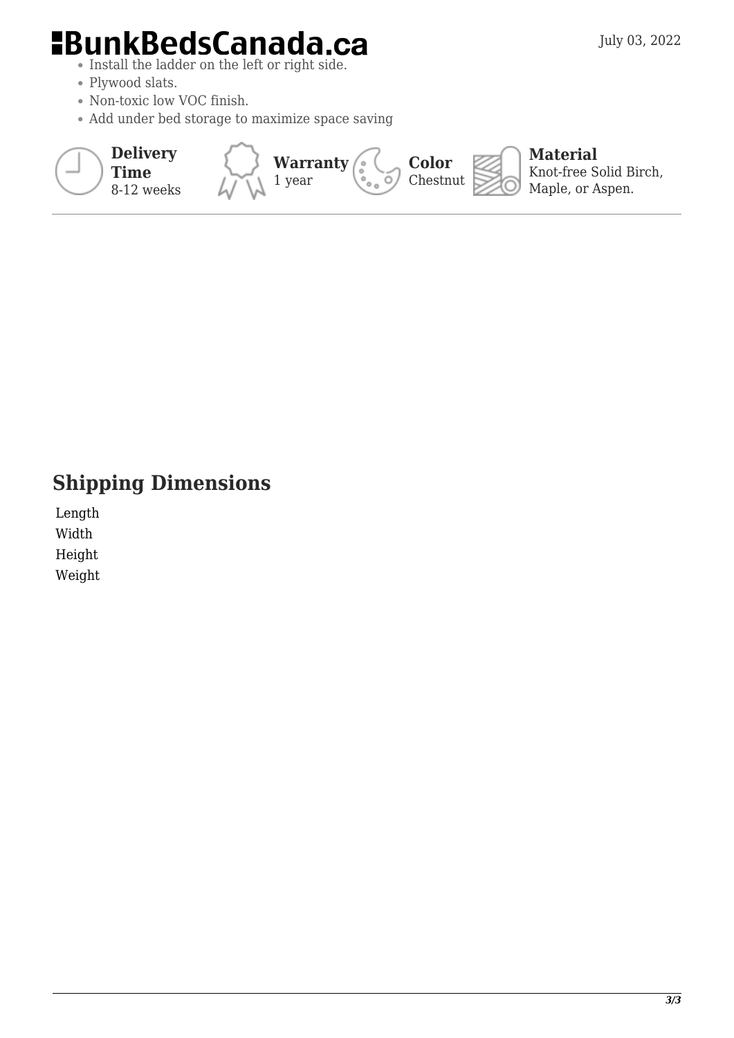- Install the ladder on the left or right side.
- Plywood slats.
- Non-toxic low VOC finish.
- Add under bed storage to maximize space saving

**Delivery Time**
8-12 weeks

**Warranty**
1 year

**Color**
Chestnut

**Material**
Knot-free Solid Birch, Maple, or Aspen.

## Shipping Dimensions

Length
Width
Height
Weight